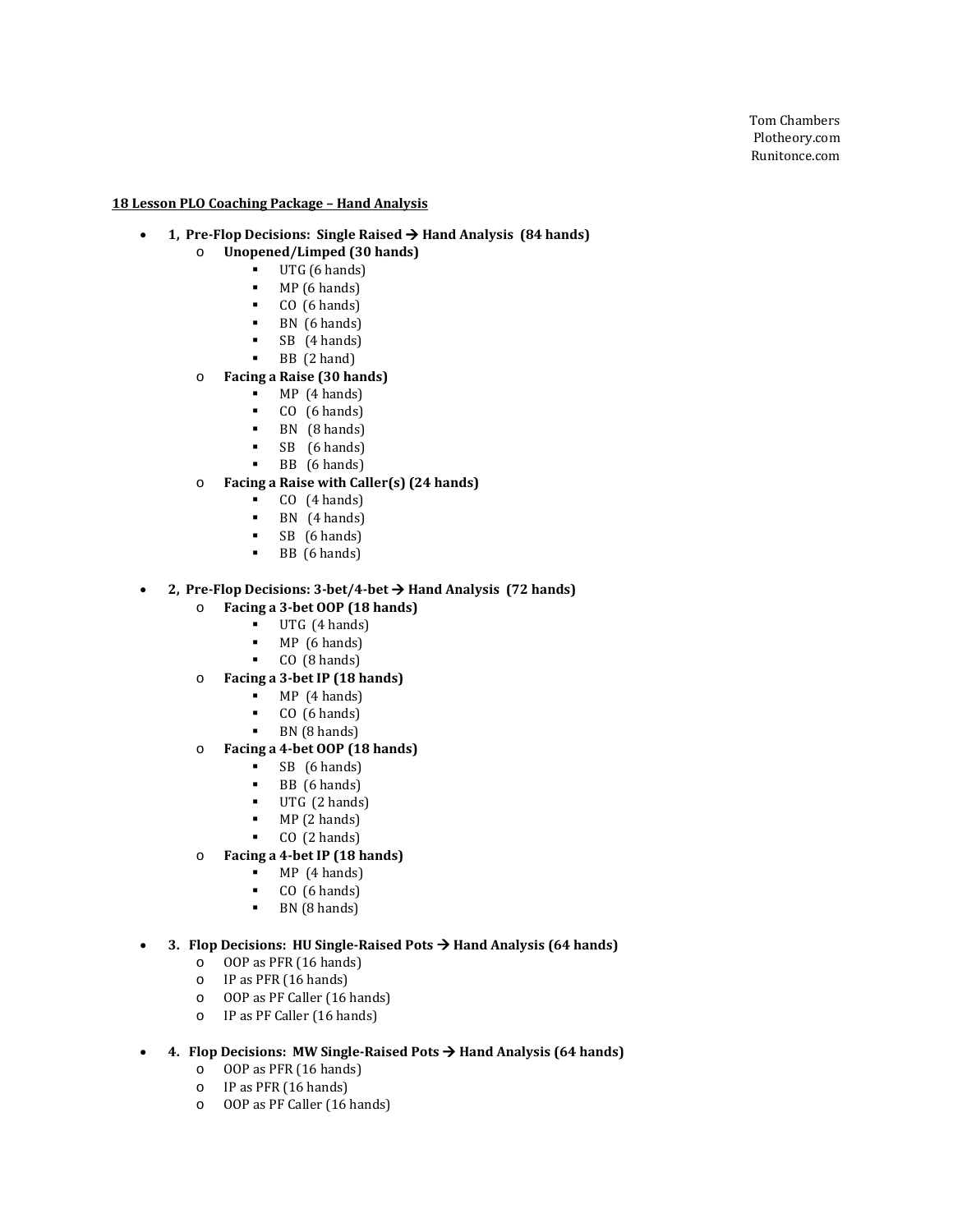Tom Chambers
Plotheory.com
Runitonce.com

**18 Lesson PLO Coaching Package – Hand Analysis**

- **1, Pre-Flop Decisions: Single Raised → Hand Analysis (84 hands)**
  - **Unopened/Limped (30 hands)**
    - UTG (6 hands)
    - MP (6 hands)
    - CO (6 hands)
    - BN (6 hands)
    - SB (4 hands)
    - BB (2 hand)
  - **Facing a Raise (30 hands)**
    - MP (4 hands)
    - CO (6 hands)
    - BN (8 hands)
    - SB (6 hands)
    - BB (6 hands)
  - **Facing a Raise with Caller(s) (24 hands)**
    - CO (4 hands)
    - BN (4 hands)
    - SB (6 hands)
    - BB (6 hands)

- **2, Pre-Flop Decisions: 3-bet/4-bet → Hand Analysis (72 hands)**
  - **Facing a 3-bet OOP (18 hands)**
    - UTG (4 hands)
    - MP (6 hands)
    - CO (8 hands)
  - **Facing a 3-bet IP (18 hands)**
    - MP (4 hands)
    - CO (6 hands)
    - BN (8 hands)
  - **Facing a 4-bet OOP (18 hands)**
    - SB (6 hands)
    - BB (6 hands)
    - UTG (2 hands)
    - MP (2 hands)
    - CO (2 hands)
  - **Facing a 4-bet IP (18 hands)**
    - MP (4 hands)
    - CO (6 hands)
    - BN (8 hands)

- **3. Flop Decisions: HU Single-Raised Pots → Hand Analysis (64 hands)**
  - OOP as PFR (16 hands)
  - IP as PFR (16 hands)
  - OOP as PF Caller (16 hands)
  - IP as PF Caller (16 hands)

- **4. Flop Decisions: MW Single-Raised Pots → Hand Analysis (64 hands)**
  - OOP as PFR (16 hands)
  - IP as PFR (16 hands)
  - OOP as PF Caller (16 hands)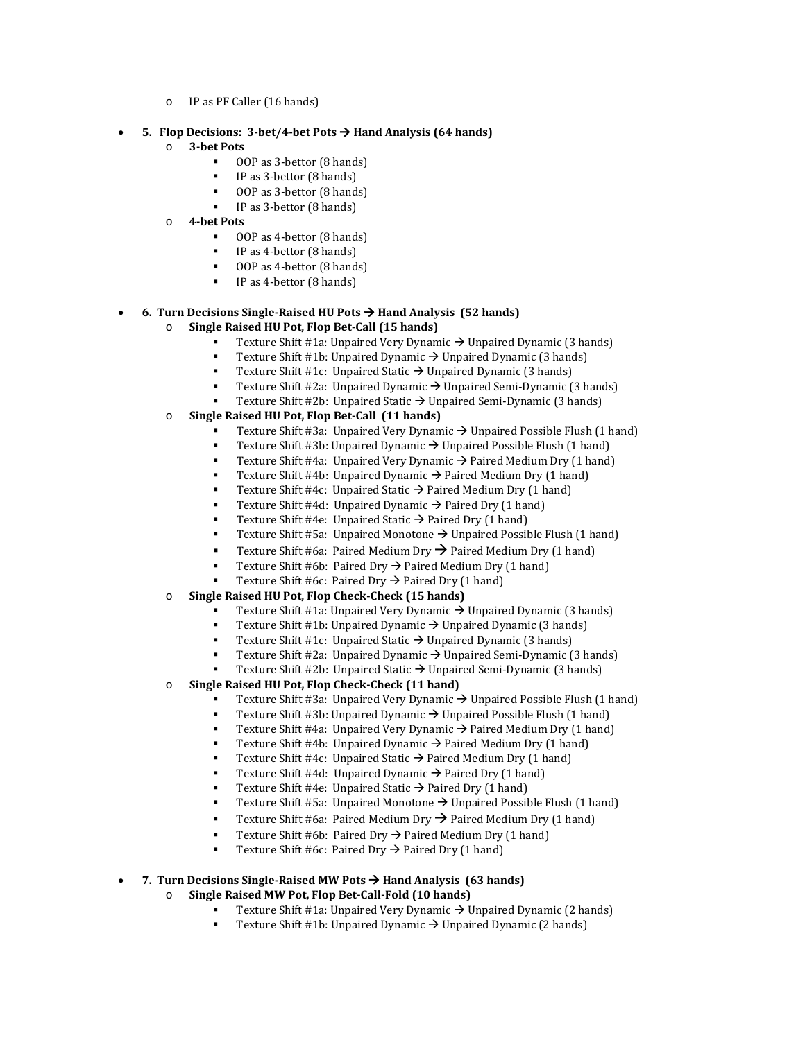- IP as PF Caller (16 hands)

- **5. Flop Decisions: 3-bet/4-bet Pots → Hand Analysis (64 hands)**
  - **3-bet Pots**
    - OOP as 3-bettor (8 hands)
    - IP as 3-bettor (8 hands)
    - OOP as 3-bettor (8 hands)
    - IP as 3-bettor (8 hands)
  - **4-bet Pots**
    - OOP as 4-bettor (8 hands)
    - IP as 4-bettor (8 hands)
    - OOP as 4-bettor (8 hands)
    - IP as 4-bettor (8 hands)

- **6. Turn Decisions Single-Raised HU Pots → Hand Analysis (52 hands)**
  - **Single Raised HU Pot, Flop Bet-Call (15 hands)**
    - Texture Shift #1a: Unpaired Very Dynamic → Unpaired Dynamic (3 hands)
    - Texture Shift #1b: Unpaired Dynamic → Unpaired Dynamic (3 hands)
    - Texture Shift #1c: Unpaired Static → Unpaired Dynamic (3 hands)
    - Texture Shift #2a: Unpaired Dynamic → Unpaired Semi-Dynamic (3 hands)
    - Texture Shift #2b: Unpaired Static → Unpaired Semi-Dynamic (3 hands)
  - **Single Raised HU Pot, Flop Bet-Call (11 hands)**
    - Texture Shift #3a: Unpaired Very Dynamic → Unpaired Possible Flush (1 hand)
    - Texture Shift #3b: Unpaired Dynamic → Unpaired Possible Flush (1 hand)
    - Texture Shift #4a: Unpaired Very Dynamic → Paired Medium Dry (1 hand)
    - Texture Shift #4b: Unpaired Dynamic → Paired Medium Dry (1 hand)
    - Texture Shift #4c: Unpaired Static → Paired Medium Dry (1 hand)
    - Texture Shift #4d: Unpaired Dynamic → Paired Dry (1 hand)
    - Texture Shift #4e: Unpaired Static → Paired Dry (1 hand)
    - Texture Shift #5a: Unpaired Monotone → Unpaired Possible Flush (1 hand)
    - Texture Shift #6a: Paired Medium Dry → Paired Medium Dry (1 hand)
    - Texture Shift #6b: Paired Dry → Paired Medium Dry (1 hand)
    - Texture Shift #6c: Paired Dry → Paired Dry (1 hand)
  - **Single Raised HU Pot, Flop Check-Check (15 hands)**
    - Texture Shift #1a: Unpaired Very Dynamic → Unpaired Dynamic (3 hands)
    - Texture Shift #1b: Unpaired Dynamic → Unpaired Dynamic (3 hands)
    - Texture Shift #1c: Unpaired Static → Unpaired Dynamic (3 hands)
    - Texture Shift #2a: Unpaired Dynamic → Unpaired Semi-Dynamic (3 hands)
    - Texture Shift #2b: Unpaired Static → Unpaired Semi-Dynamic (3 hands)
  - **Single Raised HU Pot, Flop Check-Check (11 hand)**
    - Texture Shift #3a: Unpaired Very Dynamic → Unpaired Possible Flush (1 hand)
    - Texture Shift #3b: Unpaired Dynamic → Unpaired Possible Flush (1 hand)
    - Texture Shift #4a: Unpaired Very Dynamic → Paired Medium Dry (1 hand)
    - Texture Shift #4b: Unpaired Dynamic → Paired Medium Dry (1 hand)
    - Texture Shift #4c: Unpaired Static → Paired Medium Dry (1 hand)
    - Texture Shift #4d: Unpaired Dynamic → Paired Dry (1 hand)
    - Texture Shift #4e: Unpaired Static → Paired Dry (1 hand)
    - Texture Shift #5a: Unpaired Monotone → Unpaired Possible Flush (1 hand)
    - Texture Shift #6a: Paired Medium Dry → Paired Medium Dry (1 hand)
    - Texture Shift #6b: Paired Dry → Paired Medium Dry (1 hand)
    - Texture Shift #6c: Paired Dry → Paired Dry (1 hand)

- **7. Turn Decisions Single-Raised MW Pots → Hand Analysis (63 hands)**
  - **Single Raised MW Pot, Flop Bet-Call-Fold (10 hands)**
    - Texture Shift #1a: Unpaired Very Dynamic → Unpaired Dynamic (2 hands)
    - Texture Shift #1b: Unpaired Dynamic → Unpaired Dynamic (2 hands)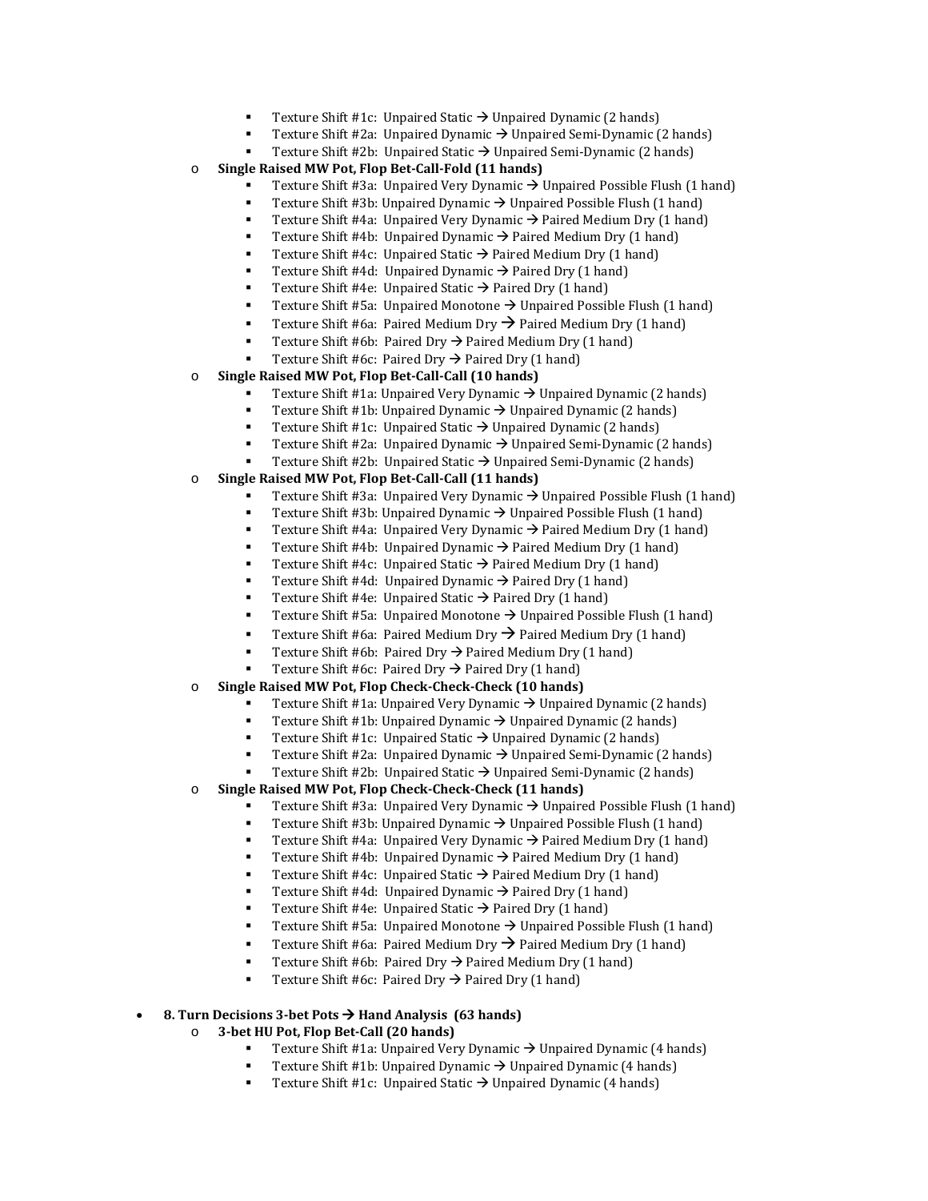- Texture Shift #1c: Unpaired Static → Unpaired Dynamic (2 hands)
        - Texture Shift #2a: Unpaired Dynamic → Unpaired Semi-Dynamic (2 hands)
        - Texture Shift #2b: Unpaired Static → Unpaired Semi-Dynamic (2 hands)
    - **Single Raised MW Pot, Flop Bet-Call-Fold (11 hands)**
        - Texture Shift #3a: Unpaired Very Dynamic → Unpaired Possible Flush (1 hand)
        - Texture Shift #3b: Unpaired Dynamic → Unpaired Possible Flush (1 hand)
        - Texture Shift #4a: Unpaired Very Dynamic → Paired Medium Dry (1 hand)
        - Texture Shift #4b: Unpaired Dynamic → Paired Medium Dry (1 hand)
        - Texture Shift #4c: Unpaired Static → Paired Medium Dry (1 hand)
        - Texture Shift #4d: Unpaired Dynamic → Paired Dry (1 hand)
        - Texture Shift #4e: Unpaired Static → Paired Dry (1 hand)
        - Texture Shift #5a: Unpaired Monotone → Unpaired Possible Flush (1 hand)
        - Texture Shift #6a: Paired Medium Dry → Paired Medium Dry (1 hand)
        - Texture Shift #6b: Paired Dry → Paired Medium Dry (1 hand)
        - Texture Shift #6c: Paired Dry → Paired Dry (1 hand)
    - **Single Raised MW Pot, Flop Bet-Call-Call (10 hands)**
        - Texture Shift #1a: Unpaired Very Dynamic → Unpaired Dynamic (2 hands)
        - Texture Shift #1b: Unpaired Dynamic → Unpaired Dynamic (2 hands)
        - Texture Shift #1c: Unpaired Static → Unpaired Dynamic (2 hands)
        - Texture Shift #2a: Unpaired Dynamic → Unpaired Semi-Dynamic (2 hands)
        - Texture Shift #2b: Unpaired Static → Unpaired Semi-Dynamic (2 hands)
    - **Single Raised MW Pot, Flop Bet-Call-Call (11 hands)**
        - Texture Shift #3a: Unpaired Very Dynamic → Unpaired Possible Flush (1 hand)
        - Texture Shift #3b: Unpaired Dynamic → Unpaired Possible Flush (1 hand)
        - Texture Shift #4a: Unpaired Very Dynamic → Paired Medium Dry (1 hand)
        - Texture Shift #4b: Unpaired Dynamic → Paired Medium Dry (1 hand)
        - Texture Shift #4c: Unpaired Static → Paired Medium Dry (1 hand)
        - Texture Shift #4d: Unpaired Dynamic → Paired Dry (1 hand)
        - Texture Shift #4e: Unpaired Static → Paired Dry (1 hand)
        - Texture Shift #5a: Unpaired Monotone → Unpaired Possible Flush (1 hand)
        - Texture Shift #6a: Paired Medium Dry → Paired Medium Dry (1 hand)
        - Texture Shift #6b: Paired Dry → Paired Medium Dry (1 hand)
        - Texture Shift #6c: Paired Dry → Paired Dry (1 hand)
    - **Single Raised MW Pot, Flop Check-Check-Check (10 hands)**
        - Texture Shift #1a: Unpaired Very Dynamic → Unpaired Dynamic (2 hands)
        - Texture Shift #1b: Unpaired Dynamic → Unpaired Dynamic (2 hands)
        - Texture Shift #1c: Unpaired Static → Unpaired Dynamic (2 hands)
        - Texture Shift #2a: Unpaired Dynamic → Unpaired Semi-Dynamic (2 hands)
        - Texture Shift #2b: Unpaired Static → Unpaired Semi-Dynamic (2 hands)
    - **Single Raised MW Pot, Flop Check-Check-Check (11 hands)**
        - Texture Shift #3a: Unpaired Very Dynamic → Unpaired Possible Flush (1 hand)
        - Texture Shift #3b: Unpaired Dynamic → Unpaired Possible Flush (1 hand)
        - Texture Shift #4a: Unpaired Very Dynamic → Paired Medium Dry (1 hand)
        - Texture Shift #4b: Unpaired Dynamic → Paired Medium Dry (1 hand)
        - Texture Shift #4c: Unpaired Static → Paired Medium Dry (1 hand)
        - Texture Shift #4d: Unpaired Dynamic → Paired Dry (1 hand)
        - Texture Shift #4e: Unpaired Static → Paired Dry (1 hand)
        - Texture Shift #5a: Unpaired Monotone → Unpaired Possible Flush (1 hand)
        - Texture Shift #6a: Paired Medium Dry → Paired Medium Dry (1 hand)
        - Texture Shift #6b: Paired Dry → Paired Medium Dry (1 hand)
        - Texture Shift #6c: Paired Dry → Paired Dry (1 hand)

- **8. Turn Decisions 3-bet Pots → Hand Analysis (63 hands)**
    - **3-bet HU Pot, Flop Bet-Call (20 hands)**
        - Texture Shift #1a: Unpaired Very Dynamic → Unpaired Dynamic (4 hands)
        - Texture Shift #1b: Unpaired Dynamic → Unpaired Dynamic (4 hands)
        - Texture Shift #1c: Unpaired Static → Unpaired Dynamic (4 hands)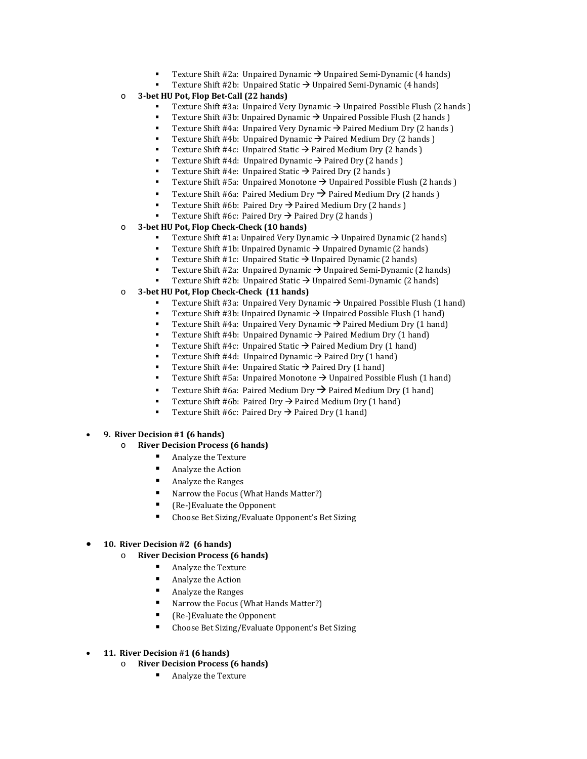- Texture Shift #2a:  Unpaired Dynamic → Unpaired Semi-Dynamic (4 hands)
        - Texture Shift #2b:  Unpaired Static → Unpaired Semi-Dynamic (4 hands)
    - **3-bet HU Pot, Flop Bet-Call (22 hands)**
        - Texture Shift #3a:  Unpaired Very Dynamic → Unpaired Possible Flush (2 hands )
        - Texture Shift #3b: Unpaired Dynamic → Unpaired Possible Flush (2 hands )
        - Texture Shift #4a:  Unpaired Very Dynamic → Paired Medium Dry (2 hands )
        - Texture Shift #4b:  Unpaired Dynamic → Paired Medium Dry (2 hands )
        - Texture Shift #4c:  Unpaired Static → Paired Medium Dry (2 hands )
        - Texture Shift #4d:  Unpaired Dynamic → Paired Dry (2 hands )
        - Texture Shift #4e:  Unpaired Static → Paired Dry (2 hands )
        - Texture Shift #5a:  Unpaired Monotone → Unpaired Possible Flush (2 hands )
        - Texture Shift #6a:  Paired Medium Dry → Paired Medium Dry (2 hands )
        - Texture Shift #6b:  Paired Dry → Paired Medium Dry (2 hands )
        - Texture Shift #6c:  Paired Dry → Paired Dry (2 hands )
    - **3-bet HU Pot, Flop Check-Check (10 hands)**
        - Texture Shift #1a: Unpaired Very Dynamic → Unpaired Dynamic (2 hands)
        - Texture Shift #1b: Unpaired Dynamic → Unpaired Dynamic (2 hands)
        - Texture Shift #1c:  Unpaired Static → Unpaired Dynamic (2 hands)
        - Texture Shift #2a:  Unpaired Dynamic → Unpaired Semi-Dynamic (2 hands)
        - Texture Shift #2b:  Unpaired Static → Unpaired Semi-Dynamic (2 hands)
    - **3-bet HU Pot, Flop Check-Check  (11 hands)**
        - Texture Shift #3a:  Unpaired Very Dynamic → Unpaired Possible Flush (1 hand)
        - Texture Shift #3b: Unpaired Dynamic → Unpaired Possible Flush (1 hand)
        - Texture Shift #4a:  Unpaired Very Dynamic → Paired Medium Dry (1 hand)
        - Texture Shift #4b:  Unpaired Dynamic → Paired Medium Dry (1 hand)
        - Texture Shift #4c:  Unpaired Static → Paired Medium Dry (1 hand)
        - Texture Shift #4d:  Unpaired Dynamic → Paired Dry (1 hand)
        - Texture Shift #4e:  Unpaired Static → Paired Dry (1 hand)
        - Texture Shift #5a:  Unpaired Monotone → Unpaired Possible Flush (1 hand)
        - Texture Shift #6a:  Paired Medium Dry → Paired Medium Dry (1 hand)
        - Texture Shift #6b:  Paired Dry → Paired Medium Dry (1 hand)
        - Texture Shift #6c:  Paired Dry → Paired Dry (1 hand)

- **9.  River Decision #1 (6 hands)**
    - **River Decision Process (6 hands)**
        - Analyze the Texture
        - Analyze the Action
        - Analyze the Ranges
        - Narrow the Focus (What Hands Matter?)
        - (Re-)Evaluate the Opponent
        - Choose Bet Sizing/Evaluate Opponent's Bet Sizing

- **10.  River Decision #2  (6 hands)**
    - **River Decision Process (6 hands)**
        - Analyze the Texture
        - Analyze the Action
        - Analyze the Ranges
        - Narrow the Focus (What Hands Matter?)
        - (Re-)Evaluate the Opponent
        - Choose Bet Sizing/Evaluate Opponent's Bet Sizing

- **11.  River Decision #1 (6 hands)**
    - **River Decision Process (6 hands)**
        - Analyze the Texture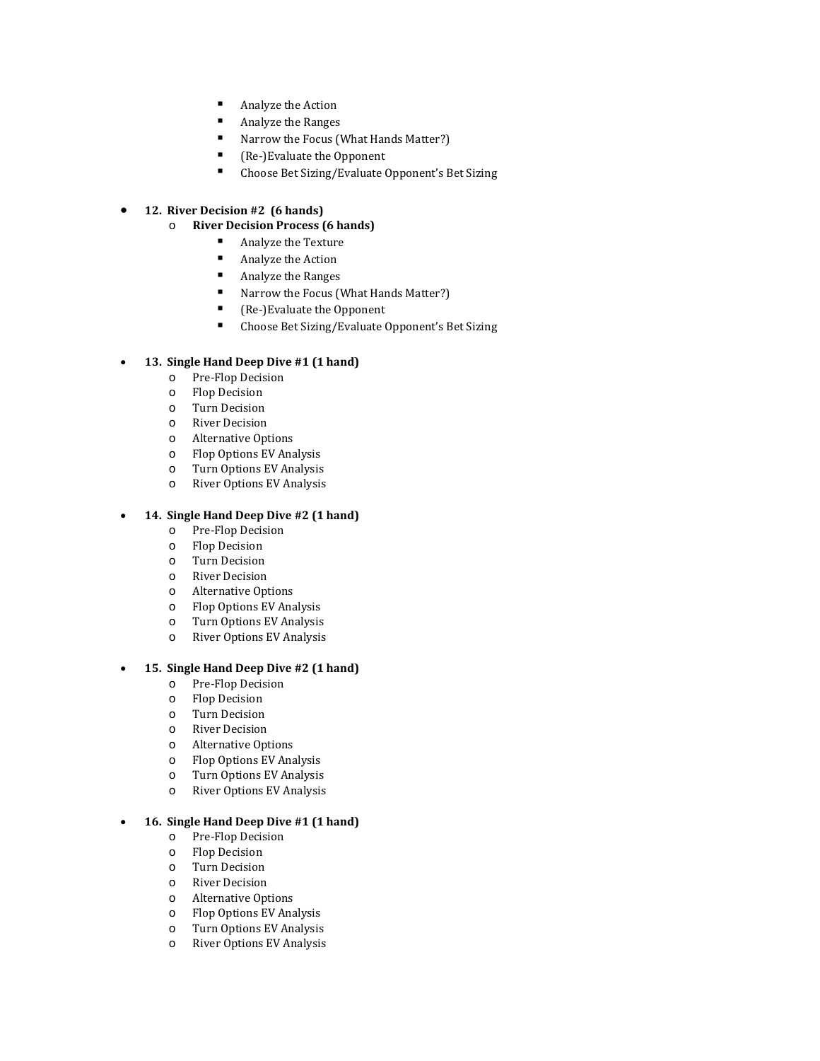- Analyze the Action
        - Analyze the Ranges
        - Narrow the Focus (What Hands Matter?)
        - (Re-)Evaluate the Opponent
        - Choose Bet Sizing/Evaluate Opponent's Bet Sizing

- **12. River Decision #2 (6 hands)**
    - **River Decision Process (6 hands)**
        - Analyze the Texture
        - Analyze the Action
        - Analyze the Ranges
        - Narrow the Focus (What Hands Matter?)
        - (Re-)Evaluate the Opponent
        - Choose Bet Sizing/Evaluate Opponent's Bet Sizing

- **13. Single Hand Deep Dive #1 (1 hand)**
    - Pre-Flop Decision
    - Flop Decision
    - Turn Decision
    - River Decision
    - Alternative Options
    - Flop Options EV Analysis
    - Turn Options EV Analysis
    - River Options EV Analysis

- **14. Single Hand Deep Dive #2 (1 hand)**
    - Pre-Flop Decision
    - Flop Decision
    - Turn Decision
    - River Decision
    - Alternative Options
    - Flop Options EV Analysis
    - Turn Options EV Analysis
    - River Options EV Analysis

- **15. Single Hand Deep Dive #2 (1 hand)**
    - Pre-Flop Decision
    - Flop Decision
    - Turn Decision
    - River Decision
    - Alternative Options
    - Flop Options EV Analysis
    - Turn Options EV Analysis
    - River Options EV Analysis

- **16. Single Hand Deep Dive #1 (1 hand)**
    - Pre-Flop Decision
    - Flop Decision
    - Turn Decision
    - River Decision
    - Alternative Options
    - Flop Options EV Analysis
    - Turn Options EV Analysis
    - River Options EV Analysis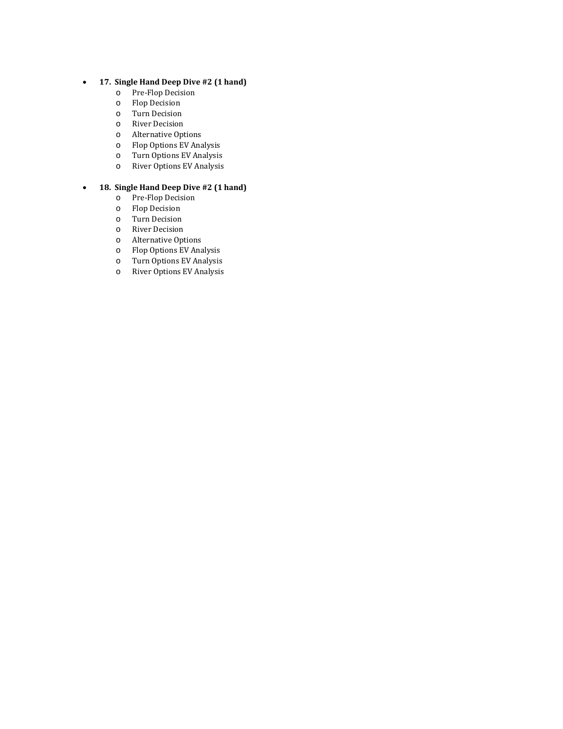- **17. Single Hand Deep Dive #2 (1 hand)**
  - Pre-Flop Decision
  - Flop Decision
  - Turn Decision
  - River Decision
  - Alternative Options
  - Flop Options EV Analysis
  - Turn Options EV Analysis
  - River Options EV Analysis

- **18. Single Hand Deep Dive #2 (1 hand)**
  - Pre-Flop Decision
  - Flop Decision
  - Turn Decision
  - River Decision
  - Alternative Options
  - Flop Options EV Analysis
  - Turn Options EV Analysis
  - River Options EV Analysis